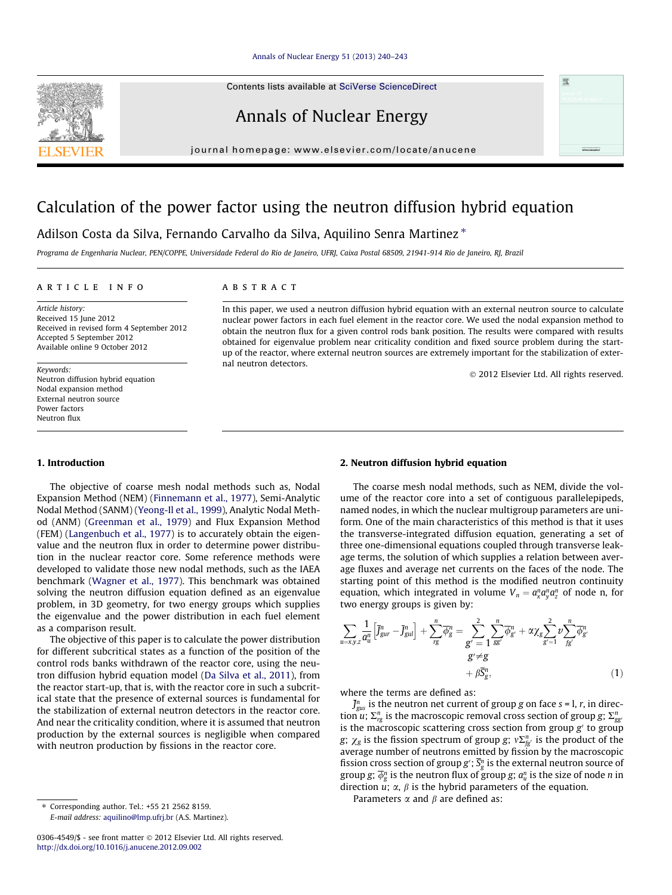# Calculation of the power factor using the neutron diffusion hybrid equation

Adilson Costa da Silva, Fernando Carvalho da Silva, Aquilino Senra Martinez *

*Programa de Engenharia Nuclear, PEN/COPPE, Universidade Federal do Rio de Janeiro, UFRJ, Caixa Postal 68509, 21941-914 Rio de Janeiro, RJ, Brazil*

## ARTICLE INFO

*Article history:*
Received 15 June 2012
Received in revised form 4 September 2012
Accepted 5 September 2012
Available online 9 October 2012

*Keywords:*
Neutron diffusion hybrid equation
Nodal expansion method
External neutron source
Power factors
Neutron flux

## ABSTRACT

In this paper, we used a neutron diffusion hybrid equation with an external neutron source to calculate nuclear power factors in each fuel element in the reactor core. We used the nodal expansion method to obtain the neutron flux for a given control rods bank position. The results were compared with results obtained for eigenvalue problem near criticality condition and fixed source problem during the start-up of the reactor, where external neutron sources are extremely important for the stabilization of external neutron detectors.

© 2012 Elsevier Ltd. All rights reserved.

## 1. Introduction

The objective of coarse mesh nodal methods such as, Nodal Expansion Method (NEM) (Finnemann et al., 1977), Semi-Analytic Nodal Method (SANM) (Yeong-Il et al., 1999), Analytic Nodal Method (ANM) (Greenman et al., 1979) and Flux Expansion Method (FEM) (Langenbuch et al., 1977) is to accurately obtain the eigenvalue and the neutron flux in order to determine power distribution in the nuclear reactor core. Some reference methods were developed to validate those new nodal methods, such as the IAEA benchmark (Wagner et al., 1977). This benchmark was obtained solving the neutron diffusion equation defined as an eigenvalue problem, in 3D geometry, for two energy groups which supplies the eigenvalue and the power distribution in each fuel element as a comparison result.

The objective of this paper is to calculate the power distribution for different subcritical states as a function of the position of the control rods banks withdrawn of the reactor core, using the neutron diffusion hybrid equation model (Da Silva et al., 2011), from the reactor start-up, that is, with the reactor core in such a subcritical state that the presence of external sources is fundamental for the stabilization of external neutron detectors in the reactor core. And near the criticality condition, where it is assumed that neutron production by the external sources is negligible when compared with neutron production by fissions in the reactor core.

## 2. Neutron diffusion hybrid equation

The coarse mesh nodal methods, such as NEM, divide the volume of the reactor core into a set of contiguous parallelepipeds, named nodes, in which the nuclear multigroup parameters are uniform. One of the main characteristics of this method is that it uses the transverse-integrated diffusion equation, generating a set of three one-dimensional equations coupled through transverse leakage terms, the solution of which supplies a relation between average fluxes and average net currents on the faces of the node. The starting point of this method is the modified neutron continuity equation, which integrated in volume $V_n = a_x^n a_y^n a_z^n$ of node n, for two energy groups is given by:

$$\sum_{u=x,y,z} \frac{1}{a_u^n}\left[\bar{J}_{gur}^n - \bar{J}_{gul}^n\right] + \sum_{rg}^{n} \bar{\phi}_g^n = \sum_{\substack{g'=1 \\ g' \neq g}}^{2} \sum_{gg'}^{n} \bar{\phi}_{g'}^n + \alpha \chi_g \sum_{g'=1}^{2} \nu \sum_{fg'}^{n} \bar{\phi}_{g'}^n + \beta \bar{S}_g^n, \tag{1}$$

where the terms are defined as:

$\bar{J}_{gus}^n$ is the neutron net current of group $g$ on face $s$ = l, r, in direction $u$; $\Sigma_{rg}^n$ is the macroscopic removal cross section of group $g$; $\Sigma_{gg'}^n$ is the macroscopic scattering cross section from group $g'$ to group $g$; $\chi_g$ is the fission spectrum of group $g$; $\nu\Sigma_{fg'}^n$ is the product of the average number of neutrons emitted by fission by the macroscopic fission cross section of group $g'$; $\bar{S}_g^n$ is the external neutron source of group $g$; $\bar{\phi}_g^n$ is the neutron flux of group $g$; $a_u^n$ is the size of node $n$ in direction $u$; $\alpha$, $\beta$ is the hybrid parameters of the equation.

Parameters $\alpha$ and $\beta$ are defined as:

* Corresponding author. Tel.: +55 21 2562 8159.
E-mail address: aquilino@lmp.ufrj.br (A.S. Martinez).

0306-4549/$ - see front matter © 2012 Elsevier Ltd. All rights reserved.
http://dx.doi.org/10.1016/j.anucene.2012.09.002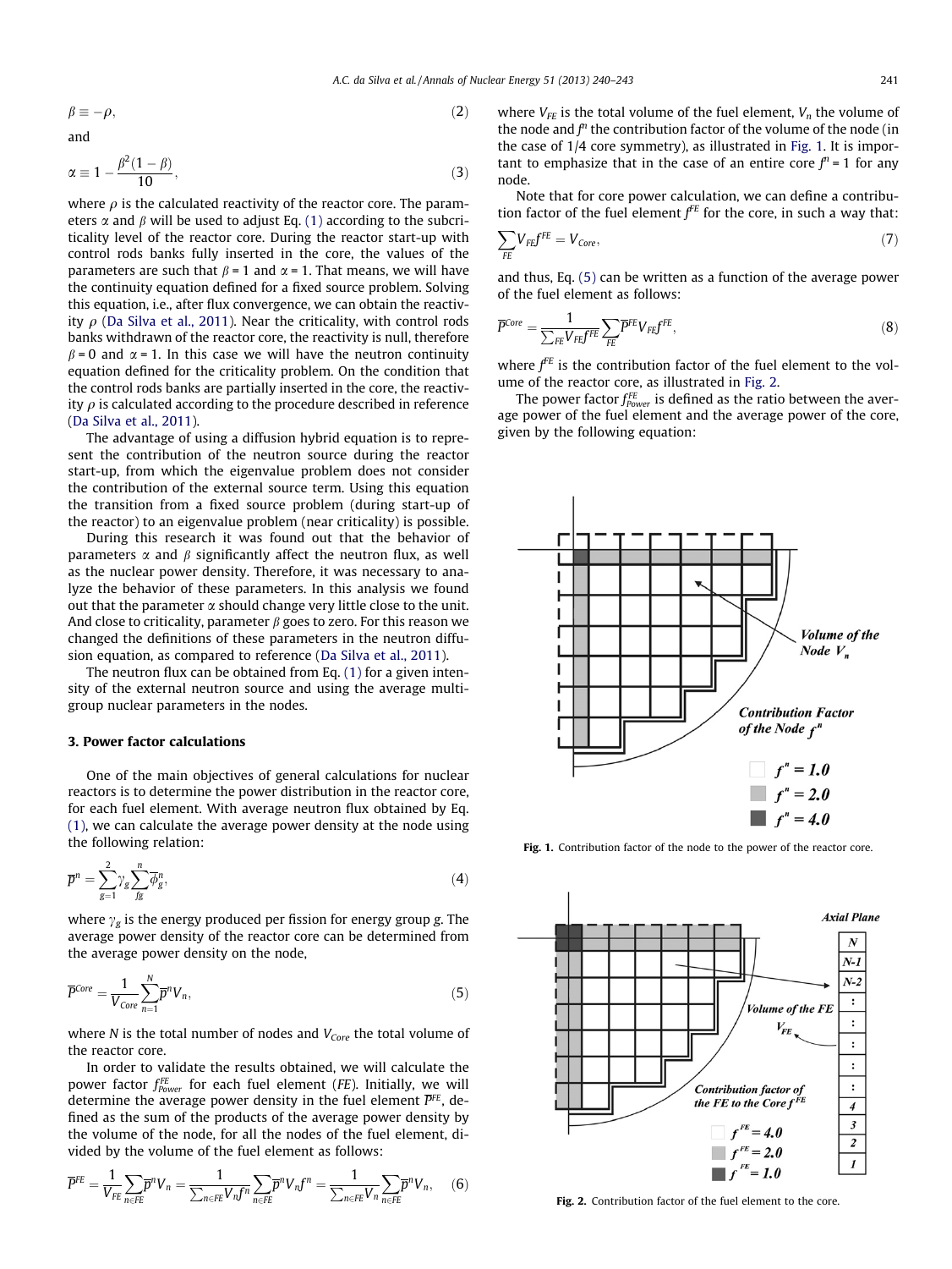$$\beta \equiv -\rho, \tag{2}$$

and

$$\alpha \equiv 1 - \frac{\beta^2(1-\beta)}{10}, \tag{3}$$

where $\rho$ is the calculated reactivity of the reactor core. The parameters $\alpha$ and $\beta$ will be used to adjust Eq. (1) according to the subcriticality level of the reactor core. During the reactor start-up with control rods banks fully inserted in the core, the values of the parameters are such that $\beta = 1$ and $\alpha = 1$. That means, we will have the continuity equation defined for a fixed source problem. Solving this equation, i.e., after flux convergence, we can obtain the reactivity $\rho$ (Da Silva et al., 2011). Near the criticality, with control rods banks withdrawn of the reactor core, the reactivity is null, therefore $\beta = 0$ and $\alpha = 1$. In this case we will have the neutron continuity equation defined for the criticality problem. On the condition that the control rods banks are partially inserted in the core, the reactivity $\rho$ is calculated according to the procedure described in reference (Da Silva et al., 2011).

The advantage of using a diffusion hybrid equation is to represent the contribution of the neutron source during the reactor start-up, from which the eigenvalue problem does not consider the contribution of the external source term. Using this equation the transition from a fixed source problem (during start-up of the reactor) to an eigenvalue problem (near criticality) is possible.

During this research it was found out that the behavior of parameters $\alpha$ and $\beta$ significantly affect the neutron flux, as well as the nuclear power density. Therefore, it was necessary to analyze the behavior of these parameters. In this analysis we found out that the parameter $\alpha$ should change very little close to the unit. And close to criticality, parameter $\beta$ goes to zero. For this reason we changed the definitions of these parameters in the neutron diffusion equation, as compared to reference (Da Silva et al., 2011).

The neutron flux can be obtained from Eq. (1) for a given intensity of the external neutron source and using the average multigroup nuclear parameters in the nodes.

## 3. Power factor calculations

One of the main objectives of general calculations for nuclear reactors is to determine the power distribution in the reactor core, for each fuel element. With average neutron flux obtained by Eq. (1), we can calculate the average power density at the node using the following relation:

$$\overline{P}^n = \sum_{g=1}^{2} \gamma_g \sum_{fg}^{n} \overline{\phi}_g^n, \tag{4}$$

where $\gamma_g$ is the energy produced per fission for energy group $g$. The average power density of the reactor core can be determined from the average power density on the node,

$$\overline{P}^{Core} = \frac{1}{V_{Core}} \sum_{n=1}^{N} \overline{p}^n V_n, \tag{5}$$

where $N$ is the total number of nodes and $V_{Core}$ the total volume of the reactor core.

In order to validate the results obtained, we will calculate the power factor $f_{Power}^{FE}$ for each fuel element (*FE*). Initially, we will determine the average power density in the fuel element $\overline{P}^{FE}$, defined as the sum of the products of the average power density by the volume of the node, for all the nodes of the fuel element, divided by the volume of the fuel element as follows:

$$\overline{P}^{FE} = \frac{1}{V_{FE}} \sum_{n \in FE} \overline{p}^n V_n = \frac{1}{\sum_{n \in FE} V_n f^n} \sum_{n \in FE} \overline{p}^n V_n f^n = \frac{1}{\sum_{n \in FE} V_n} \sum_{n \in FE} \overline{p}^n V_n, \tag{6}$$

where $V_{FE}$ is the total volume of the fuel element, $V_n$ the volume of the node and $f^n$ the contribution factor of the volume of the node (in the case of 1/4 core symmetry), as illustrated in Fig. 1. It is important to emphasize that in the case of an entire core $f^n = 1$ for any node.

Note that for core power calculation, we can define a contribution factor of the fuel element $f^{FE}$ for the core, in such a way that:

$$\sum_{FE} V_{FE} f^{FE} = V_{Core}, \tag{7}$$

and thus, Eq. (5) can be written as a function of the average power of the fuel element as follows:

$$\overline{P}^{Core} = \frac{1}{\sum_{FE} V_{FE} f^{FE}} \sum_{FE} \overline{P}^{FE} V_{FE} f^{FE}, \tag{8}$$

where $f^{FE}$ is the contribution factor of the fuel element to the volume of the reactor core, as illustrated in Fig. 2.

The power factor $f_{Power}^{FE}$ is defined as the ratio between the average power of the fuel element and the average power of the core, given by the following equation:

**Fig. 1.** Contribution factor of the node to the power of the reactor core.

**Fig. 2.** Contribution factor of the fuel element to the core.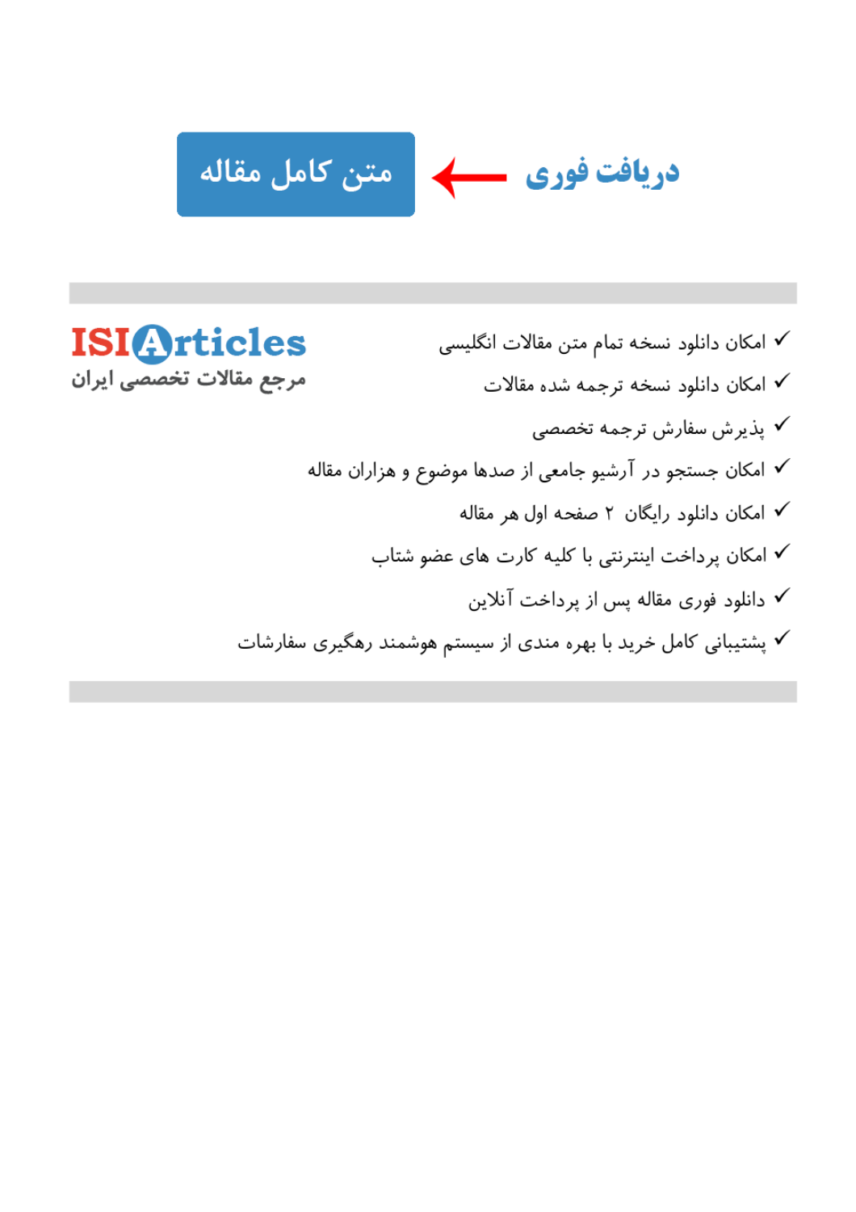دریافت فوری ← **متن کامل مقاله**

**ISIArticles**
مرجع مقالات تخصصی ایران

- ✓ امکان دانلود نسخه تمام متن مقالات انگلیسی
- ✓ امکان دانلود نسخه ترجمه شده مقالات
- ✓ پذیرش سفارش ترجمه تخصصی
- ✓ امکان جستجو در آرشیو جامعی از صدها موضوع و هزاران مقاله
- ✓ امکان دانلود رایگان ۲ صفحه اول هر مقاله
- ✓ امکان پرداخت اینترنتی با کلیه کارت های عضو شتاب
- ✓ دانلود فوری مقاله پس از پرداخت آنلاین
- ✓ پشتیبانی کامل خرید با بهره مندی از سیستم هوشمند رهگیری سفارشات